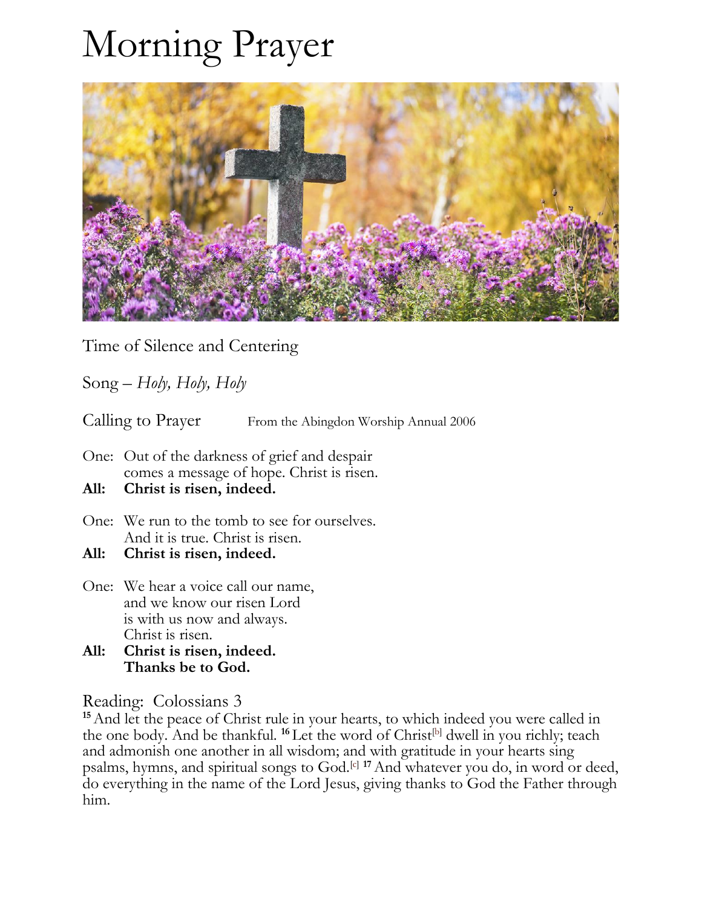# Morning Prayer

Time of Silence and Centering

Song – *Holy, Holy, Holy*

Calling to Prayer From the Abingdon Worship Annual 2006

One: Out of the darkness of grief and despair
comes a message of hope. Christ is risen.

**All: Christ is risen, indeed.**

One: We run to the tomb to see for ourselves.
And it is true. Christ is risen.

**All: Christ is risen, indeed.**

One: We hear a voice call our name,
and we know our risen Lord
is with us now and always.
Christ is risen.

**All: Christ is risen, indeed.
Thanks be to God.**

Reading: Colossians 3

**15** And let the peace of Christ rule in your hearts, to which indeed you were called in the one body. And be thankful. **16** Let the word of Christ[b] dwell in you richly; teach and admonish one another in all wisdom; and with gratitude in your hearts sing psalms, hymns, and spiritual songs to God.[c] **17** And whatever you do, in word or deed, do everything in the name of the Lord Jesus, giving thanks to God the Father through him.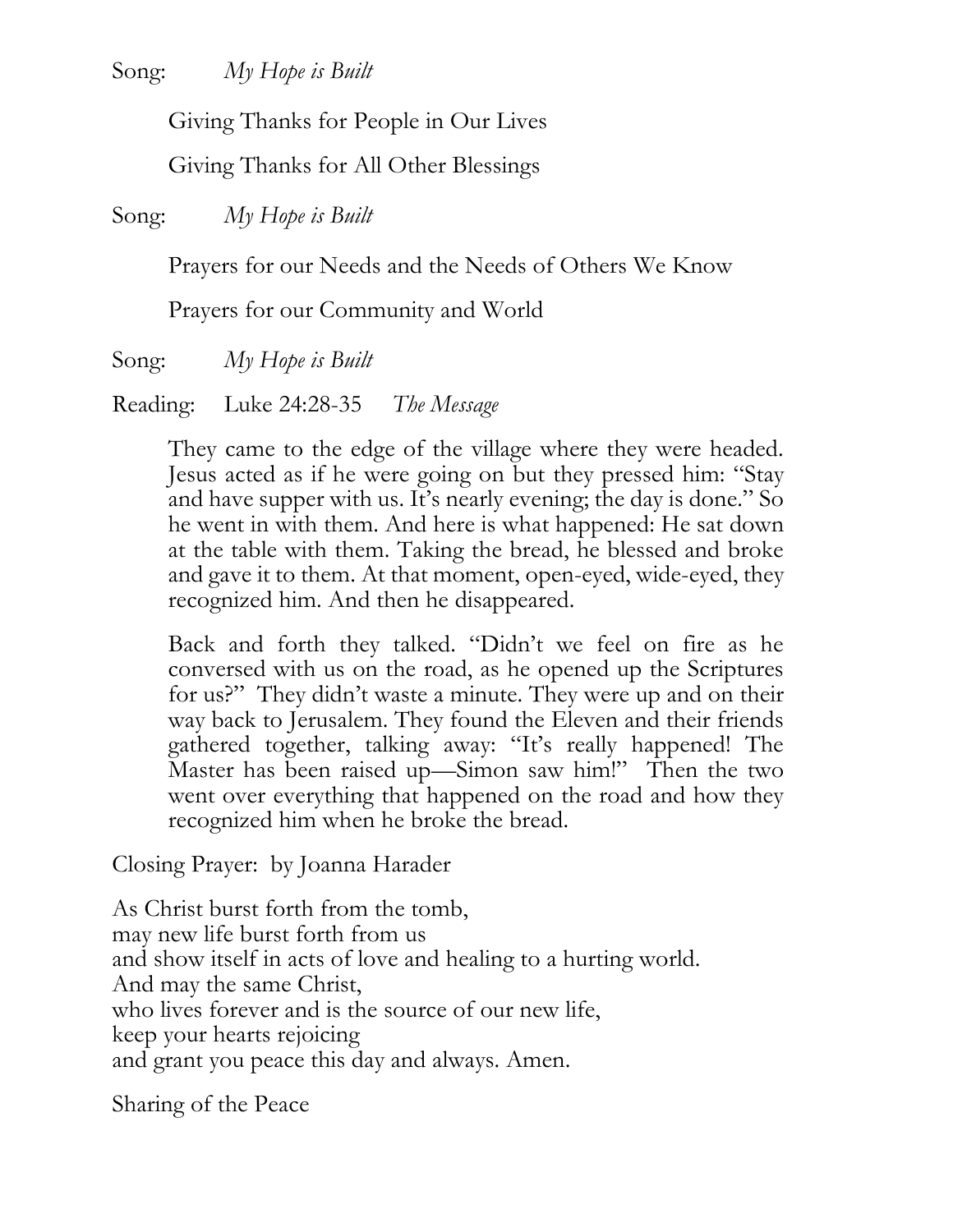Song: *My Hope is Built*

Giving Thanks for People in Our Lives

Giving Thanks for All Other Blessings

Song: *My Hope is Built*

Prayers for our Needs and the Needs of Others We Know

Prayers for our Community and World

Song: *My Hope is Built*

Reading: Luke 24:28-35 *The Message*

They came to the edge of the village where they were headed. Jesus acted as if he were going on but they pressed him: "Stay and have supper with us. It's nearly evening; the day is done." So he went in with them. And here is what happened: He sat down at the table with them. Taking the bread, he blessed and broke and gave it to them. At that moment, open-eyed, wide-eyed, they recognized him. And then he disappeared.

Back and forth they talked. "Didn't we feel on fire as he conversed with us on the road, as he opened up the Scriptures for us?" They didn't waste a minute. They were up and on their way back to Jerusalem. They found the Eleven and their friends gathered together, talking away: "It's really happened! The Master has been raised up—Simon saw him!" Then the two went over everything that happened on the road and how they recognized him when he broke the bread.

Closing Prayer: by Joanna Harader

As Christ burst forth from the tomb,
may new life burst forth from us
and show itself in acts of love and healing to a hurting world.
And may the same Christ,
who lives forever and is the source of our new life,
keep your hearts rejoicing
and grant you peace this day and always. Amen.

Sharing of the Peace